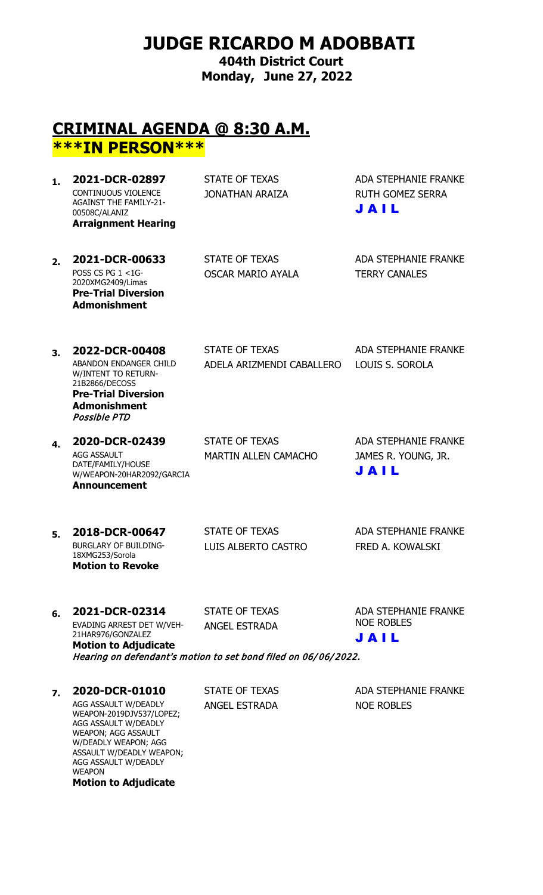# JUDGE RICARDO M ADOBBATI

**404th District Court**
**Monday, June 27, 2022**

## CRITICAL AGENDA @ 8:30 A.M.

## ***IN PERSON***

| # | Case | Parties | Attorneys |
|---|---|---|---|
| 1. | **2021-DCR-02897**<br>CONTINUOUS VIOLENCE AGAINST THE FAMILY-21-00508C/ALANIZ<br>**Arraignment Hearing** | STATE OF TEXAS<br>JONATHAN ARAIZA | ADA STEPHANIE FRANKE<br>RUTH GOMEZ SERRA<br>**J A I L** |
| 2. | **2021-DCR-00633**<br>POSS CS PG 1 <1G-2020XMG2409/Limas<br>**Pre-Trial Diversion Admonishment** | STATE OF TEXAS<br>OSCAR MARIO AYALA | ADA STEPHANIE FRANKE<br>TERRY CANALES |
| 3. | **2022-DCR-00408**<br>ABANDON ENDANGER CHILD W/INTENT TO RETURN-21B2866/DECOSS<br>**Pre-Trial Diversion Admonishment**<br>*Possible PTD* | STATE OF TEXAS<br>ADELA ARIZMENDI CABALLERO | ADA STEPHANIE FRANKE<br>LOUIS S. SOROLA |
| 4. | **2020-DCR-02439**<br>AGG ASSAULT DATE/FAMILY/HOUSE W/WEAPON-20HAR2092/GARCIA<br>**Announcement** | STATE OF TEXAS<br>MARTIN ALLEN CAMACHO | ADA STEPHANIE FRANKE<br>JAMES R. YOUNG, JR.<br>**J A I L** |
| 5. | **2018-DCR-00647**<br>BURGLARY OF BUILDING-18XMG253/Sorola<br>**Motion to Revoke** | STATE OF TEXAS<br>LUIS ALBERTO CASTRO | ADA STEPHANIE FRANKE<br>FRED A. KOWALSKI |
| 6. | **2021-DCR-02314**<br>EVADING ARREST DET W/VEH-21HAR976/GONZALEZ<br>**Motion to Adjudicate**<br>*Hearing on defendant's motion to set bond filed on 06/06/2022.* | STATE OF TEXAS<br>ANGEL ESTRADA | ADA STEPHANIE FRANKE<br>NOE ROBLES<br>**J A I L** |
| 7. | **2020-DCR-01010**<br>AGG ASSAULT W/DEADLY WEAPON-2019DJV537/LOPEZ; AGG ASSAULT W/DEADLY WEAPON; AGG ASSAULT W/DEADLY WEAPON; AGG ASSAULT W/DEADLY WEAPON; AGG ASSAULT W/DEADLY WEAPON<br>**Motion to Adjudicate** | STATE OF TEXAS<br>ANGEL ESTRADA | ADA STEPHANIE FRANKE<br>NOE ROBLES |

# JUDGE RICARDO M ADOBBATI

**404th District Court**
**Monday, June 27, 2022**

## CRIMINAL AGENDA @ 8:30 A.M.

## ***IN PERSON***

| # | Case | Parties | Attorneys |
|---|---|---|---|
| 1. | **2021-DCR-02897**<br>CONTINUOUS VIOLENCE AGAINST THE FAMILY-21-00508C/ALANIZ<br>**Arraignment Hearing** | STATE OF TEXAS<br>JONATHAN ARAIZA | ADA STEPHANIE FRANKE<br>RUTH GOMEZ SERRA<br>**J A I L** |
| 2. | **2021-DCR-00633**<br>POSS CS PG 1 <1G-2020XMG2409/Limas<br>**Pre-Trial Diversion Admonishment** | STATE OF TEXAS<br>OSCAR MARIO AYALA | ADA STEPHANIE FRANKE<br>TERRY CANALES |
| 3. | **2022-DCR-00408**<br>ABANDON ENDANGER CHILD W/INTENT TO RETURN-21B2866/DECOSS<br>**Pre-Trial Diversion Admonishment**<br>*Possible PTD* | STATE OF TEXAS<br>ADELA ARIZMENDI CABALLERO | ADA STEPHANIE FRANKE<br>LOUIS S. SOROLA |
| 4. | **2020-DCR-02439**<br>AGG ASSAULT DATE/FAMILY/HOUSE W/WEAPON-20HAR2092/GARCIA<br>**Announcement** | STATE OF TEXAS<br>MARTIN ALLEN CAMACHO | ADA STEPHANIE FRANKE<br>JAMES R. YOUNG, JR.<br>**J A I L** |
| 5. | **2018-DCR-00647**<br>BURGLARY OF BUILDING-18XMG253/Sorola<br>**Motion to Revoke** | STATE OF TEXAS<br>LUIS ALBERTO CASTRO | ADA STEPHANIE FRANKE<br>FRED A. KOWALSKI |
| 6. | **2021-DCR-02314**<br>EVADING ARREST DET W/VEH-21HAR976/GONZALEZ<br>**Motion to Adjudicate**<br>*Hearing on defendant's motion to set bond filed on 06/06/2022.* | STATE OF TEXAS<br>ANGEL ESTRADA | ADA STEPHANIE FRANKE<br>NOE ROBLES<br>**J A I L** |
| 7. | **2020-DCR-01010**<br>AGG ASSAULT W/DEADLY WEAPON-2019DJV537/LOPEZ; AGG ASSAULT W/DEADLY WEAPON; AGG ASSAULT W/DEADLY WEAPON; AGG ASSAULT W/DEADLY WEAPON; AGG ASSAULT W/DEADLY WEAPON<br>**Motion to Adjudicate** | STATE OF TEXAS<br>ANGEL ESTRADA | ADA STEPHANIE FRANKE<br>NOE ROBLES |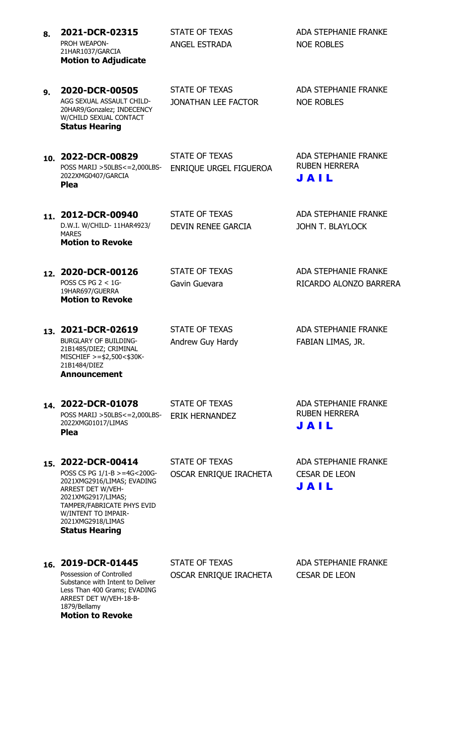| # | Case | Parties | Attorneys |
|---|---|---|---|
| 8. | **2021-DCR-02315**<br>PROH WEAPON-21HAR1037/GARCIA<br>**Motion to Adjudicate** | STATE OF TEXAS<br>ANGEL ESTRADA | ADA STEPHANIE FRANKE<br>NOE ROBLES |
| 9. | **2020-DCR-00505**<br>AGG SEXUAL ASSAULT CHILD-20HAR9/Gonzalez; INDECENCY W/CHILD SEXUAL CONTACT<br>**Status Hearing** | STATE OF TEXAS<br>JONATHAN LEE FACTOR | ADA STEPHANIE FRANKE<br>NOE ROBLES |
| 10. | **2022-DCR-00829**<br>POSS MARIJ >50LBS<=2,000LBS-2022XMG0407/GARCIA<br>**Plea** | STATE OF TEXAS<br>ENRIQUE URGEL FIGUEROA | ADA STEPHANIE FRANKE<br>RUBEN HERRERA<br>**JAIL** |
| 11. | **2012-DCR-00940**<br>D.W.I. W/CHILD- 11HAR4923/MARES<br>**Motion to Revoke** | STATE OF TEXAS<br>DEVIN RENEE GARCIA | ADA STEPHANIE FRANKE<br>JOHN T. BLAYLOCK |
| 12. | **2020-DCR-00126**<br>POSS CS PG 2 < 1G-19HAR697/GUERRA<br>**Motion to Revoke** | STATE OF TEXAS<br>Gavin Guevara | ADA STEPHANIE FRANKE<br>RICARDO ALONZO BARRERA |
| 13. | **2021-DCR-02619**<br>BURGLARY OF BUILDING-21B1485/DIEZ; CRIMINAL MISCHIEF >=$2,500<$30K-21B1484/DIEZ<br>**Announcement** | STATE OF TEXAS<br>Andrew Guy Hardy | ADA STEPHANIE FRANKE<br>FABIAN LIMAS, JR. |
| 14. | **2022-DCR-01078**<br>POSS MARIJ >50LBS<=2,000LBS-2022XMG01017/LIMAS<br>**Plea** | STATE OF TEXAS<br>ERIK HERNANDEZ | ADA STEPHANIE FRANKE<br>RUBEN HERRERA<br>**JAIL** |
| 15. | **2022-DCR-00414**<br>POSS CS PG 1/1-B >=4G<200G-2021XMG2916/LIMAS; EVADING ARREST DET W/VEH-2021XMG2917/LIMAS; TAMPER/FABRICATE PHYS EVID W/INTENT TO IMPAIR-2021XMG2918/LIMAS<br>**Status Hearing** | STATE OF TEXAS<br>OSCAR ENRIQUE IRACHETA | ADA STEPHANIE FRANKE<br>CESAR DE LEON<br>**JAIL** |
| 16. | **2019-DCR-01445**<br>Possession of Controlled Substance with Intent to Deliver Less Than 400 Grams; EVADING ARREST DET W/VEH-18-B-1879/Bellamy<br>**Motion to Revoke** | STATE OF TEXAS<br>OSCAR ENRIQUE IRACHETA | ADA STEPHANIE FRANKE<br>CESAR DE LEON |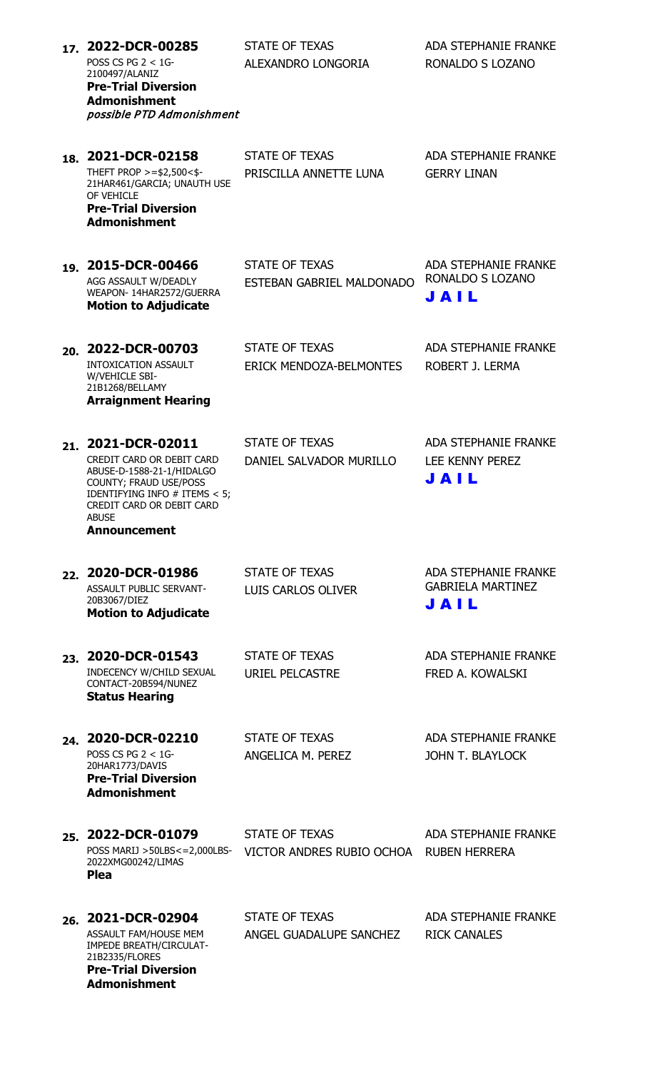| # | Case | Parties | Attorneys |
|---|---|---|---|
| 17. | **2022-DCR-00285**<br>POSS CS PG 2 < 1G-2100497/ALANIZ<br>**Pre-Trial Diversion Admonishment**<br>*possible PTD Admonishment* | STATE OF TEXAS<br>ALEXANDRO LONGORIA | ADA STEPHANIE FRANKE<br>RONALDO S LOZANO |
| 18. | **2021-DCR-02158**<br>THEFT PROP >=$2,500<$-21HAR461/GARCIA; UNAUTH USE OF VEHICLE<br>**Pre-Trial Diversion Admonishment** | STATE OF TEXAS<br>PRISCILLA ANNETTE LUNA | ADA STEPHANIE FRANKE<br>GERRY LINAN |
| 19. | **2015-DCR-00466**<br>AGG ASSAULT W/DEADLY WEAPON- 14HAR2572/GUERRA<br>**Motion to Adjudicate** | STATE OF TEXAS<br>ESTEBAN GABRIEL MALDONADO | ADA STEPHANIE FRANKE<br>RONALDO S LOZANO<br>**JAIL** |
| 20. | **2022-DCR-00703**<br>INTOXICATION ASSAULT W/VEHICLE SBI-21B1268/BELLAMY<br>**Arraignment Hearing** | STATE OF TEXAS<br>ERICK MENDOZA-BELMONTES | ADA STEPHANIE FRANKE<br>ROBERT J. LERMA |
| 21. | **2021-DCR-02011**<br>CREDIT CARD OR DEBIT CARD ABUSE-D-1588-21-1/HIDALGO COUNTY; FRAUD USE/POSS IDENTIFYING INFO # ITEMS < 5; CREDIT CARD OR DEBIT CARD ABUSE<br>**Announcement** | STATE OF TEXAS<br>DANIEL SALVADOR MURILLO | ADA STEPHANIE FRANKE<br>LEE KENNY PEREZ<br>**JAIL** |
| 22. | **2020-DCR-01986**<br>ASSAULT PUBLIC SERVANT-20B3067/DIEZ<br>**Motion to Adjudicate** | STATE OF TEXAS<br>LUIS CARLOS OLIVER | ADA STEPHANIE FRANKE<br>GABRIELA MARTINEZ<br>**JAIL** |
| 23. | **2020-DCR-01543**<br>INDECENCY W/CHILD SEXUAL CONTACT-20B594/NUNEZ<br>**Status Hearing** | STATE OF TEXAS<br>URIEL PELCASTRE | ADA STEPHANIE FRANKE<br>FRED A. KOWALSKI |
| 24. | **2020-DCR-02210**<br>POSS CS PG 2 < 1G-20HAR1773/DAVIS<br>**Pre-Trial Diversion Admonishment** | STATE OF TEXAS<br>ANGELICA M. PEREZ | ADA STEPHANIE FRANKE<br>JOHN T. BLAYLOCK |
| 25. | **2022-DCR-01079**<br>POSS MARIJ >50LBS<=2,000LBS-2022XMG00242/LIMAS<br>**Plea** | STATE OF TEXAS<br>VICTOR ANDRES RUBIO OCHOA | ADA STEPHANIE FRANKE<br>RUBEN HERRERA |
| 26. | **2021-DCR-02904**<br>ASSAULT FAM/HOUSE MEM IMPEDE BREATH/CIRCULAT-21B2335/FLORES<br>**Pre-Trial Diversion Admonishment** | STATE OF TEXAS<br>ANGEL GUADALUPE SANCHEZ | ADA STEPHANIE FRANKE<br>RICK CANALES |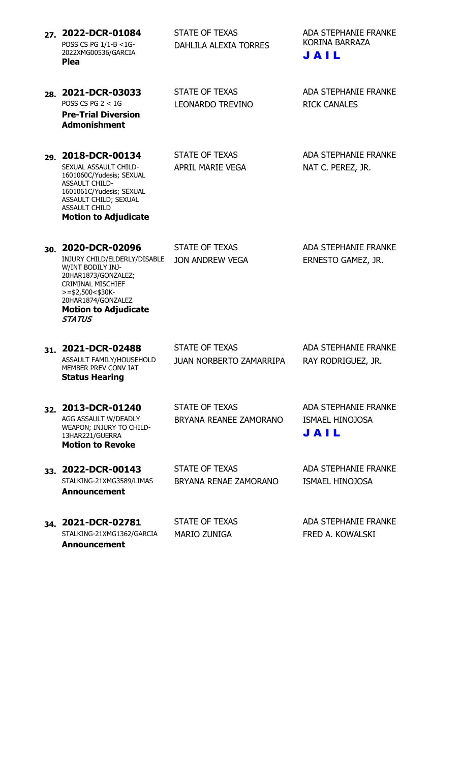| # | Case / Charge / Setting | Parties | Attorneys |
|---|---|---|---|
| 27. | **2022-DCR-01084**<br>POSS CS PG 1/1-B <1G-2022XMG00536/GARCIA<br>**Plea** | STATE OF TEXAS<br>DAHLILA ALEXIA TORRES | ADA STEPHANIE FRANKE<br>KORINA BARRAZA<br>**J A I L** |
| 28. | **2021-DCR-03033**<br>POSS CS PG 2 < 1G<br>**Pre-Trial Diversion Admonishment** | STATE OF TEXAS<br>LEONARDO TREVINO | ADA STEPHANIE FRANKE<br>RICK CANALES |
| 29. | **2018-DCR-00134**<br>SEXUAL ASSAULT CHILD-1601060C/Yudesis; SEXUAL ASSAULT CHILD-1601061C/Yudesis; SEXUAL ASSAULT CHILD; SEXUAL ASSAULT CHILD<br>**Motion to Adjudicate** | STATE OF TEXAS<br>APRIL MARIE VEGA | ADA STEPHANIE FRANKE<br>NAT C. PEREZ, JR. |
| 30. | **2020-DCR-02096**<br>INJURY CHILD/ELDERLY/DISABLE W/INT BODILY INJ-20HAR1873/GONZALEZ; CRIMINAL MISCHIEF >=$2,500<$30K-20HAR1874/GONZALEZ<br>**Motion to Adjudicate**<br>***STATUS*** | STATE OF TEXAS<br>JON ANDREW VEGA | ADA STEPHANIE FRANKE<br>ERNESTO GAMEZ, JR. |
| 31. | **2021-DCR-02488**<br>ASSAULT FAMILY/HOUSEHOLD MEMBER PREV CONV IAT<br>**Status Hearing** | STATE OF TEXAS<br>JUAN NORBERTO ZAMARRIPA | ADA STEPHANIE FRANKE<br>RAY RODRIGUEZ, JR. |
| 32. | **2013-DCR-01240**<br>AGG ASSAULT W/DEADLY WEAPON; INJURY TO CHILD-13HAR221/GUERRA<br>**Motion to Revoke** | STATE OF TEXAS<br>BRYANA REANEE ZAMORANO | ADA STEPHANIE FRANKE<br>ISMAEL HINOJOSA<br>**J A I L** |
| 33. | **2022-DCR-00143**<br>STALKING-21XMG3589/LIMAS<br>**Announcement** | STATE OF TEXAS<br>BRYANA RENAE ZAMORANO | ADA STEPHANIE FRANKE<br>ISMAEL HINOJOSA |
| 34. | **2021-DCR-02781**<br>STALKING-21XMG1362/GARCIA<br>**Announcement** | STATE OF TEXAS<br>MARIO ZUNIGA | ADA STEPHANIE FRANKE<br>FRED A. KOWALSKI |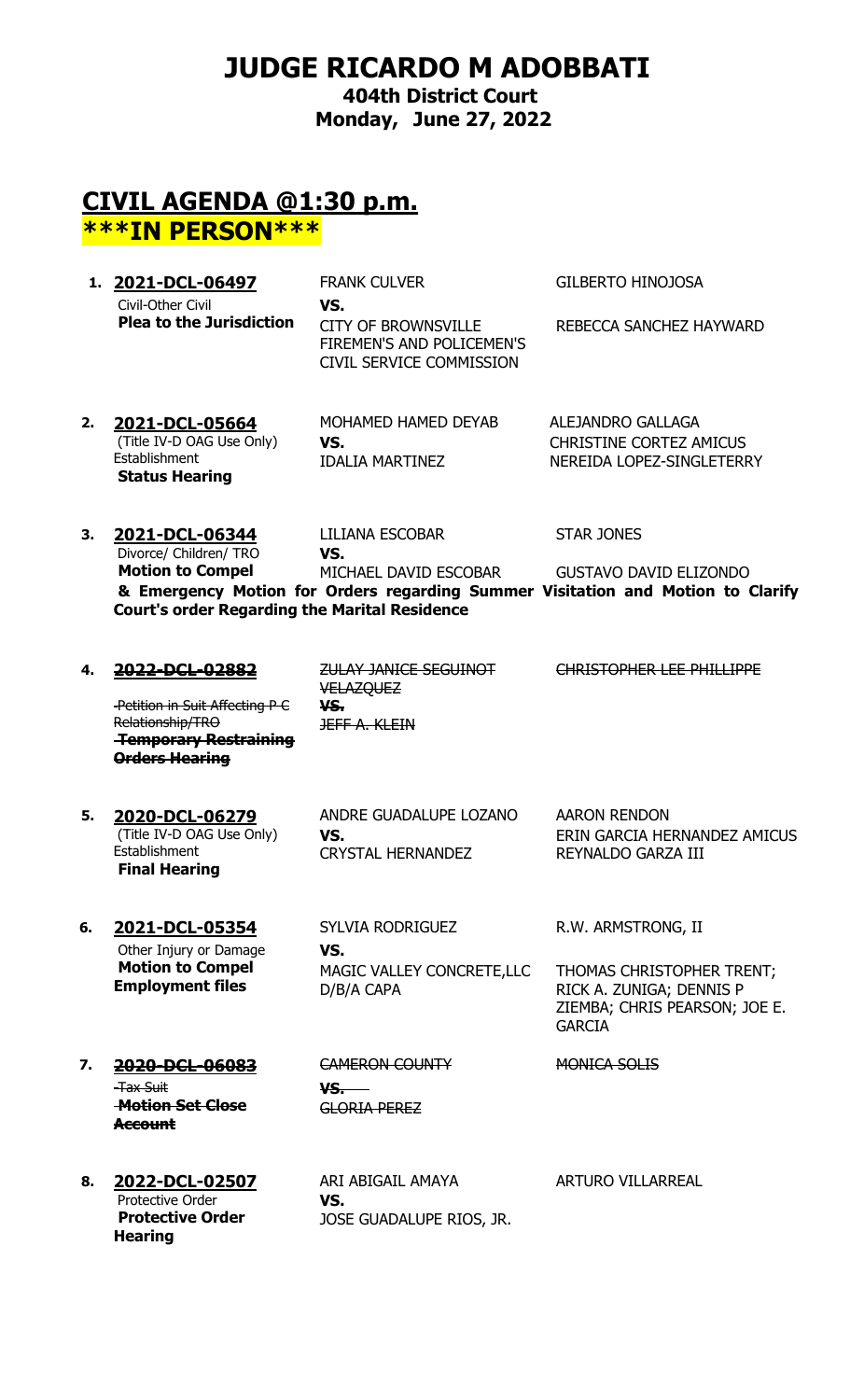# JUDGE RICARDO M ADOBBATI

**404th District Court**
**Monday, June 27, 2022**

## CIVIL AGENDA @1:30 p.m.
## \*\*\*IN PERSON\*\*\*

| # | Case | Parties | Attorneys |
|---|---|---|---|
| 1. | **2021-DCL-06497**<br>Civil-Other Civil<br>**Plea to the Jurisdiction** | FRANK CULVER<br>**VS.**<br>CITY OF BROWNSVILLE FIREMEN'S AND POLICEMEN'S CIVIL SERVICE COMMISSION | GILBERTO HINOJOSA<br><br>REBECCA SANCHEZ HAYWARD |
| 2. | **2021-DCL-05664**<br>(Title IV-D OAG Use Only)<br>Establishment<br>**Status Hearing** | MOHAMED HAMED DEYAB<br>**VS.**<br>IDALIA MARTINEZ | ALEJANDRO GALLAGA<br>CHRISTINE CORTEZ AMICUS<br>NEREIDA LOPEZ-SINGLETERRY |
| 3. | **2021-DCL-06344**<br>Divorce/ Children/ TRO<br>**Motion to Compel** | LILIANA ESCOBAR<br>**VS.**<br>MICHAEL DAVID ESCOBAR | STAR JONES<br><br>GUSTAVO DAVID ELIZONDO |
| | **& Emergency Motion for Orders regarding Summer Visitation and Motion to Clarify Court's order Regarding the Marital Residence** | | |
| 4. | ~~**2022-DCL-02882**~~<br>~~Petition in Suit Affecting P C Relationship/TRO~~<br>~~**Temporary Restraining Orders Hearing**~~ | ~~ZULAY JANICE SEGUINOT VELAZQUEZ~~<br>~~**VS.**~~<br>~~JEFF A. KLEIN~~ | ~~CHRISTOPHER LEE PHILLIPPE~~ |
| 5. | **2020-DCL-06279**<br>(Title IV-D OAG Use Only)<br>Establishment<br>**Final Hearing** | ANDRE GUADALUPE LOZANO<br>**VS.**<br>CRYSTAL HERNANDEZ | AARON RENDON<br>ERIN GARCIA HERNANDEZ AMICUS<br>REYNALDO GARZA III |
| 6. | **2021-DCL-05354**<br>Other Injury or Damage<br>**Motion to Compel Employment files** | SYLVIA RODRIGUEZ<br>**VS.**<br>MAGIC VALLEY CONCRETE,LLC D/B/A CAPA | R.W. ARMSTRONG, II<br><br>THOMAS CHRISTOPHER TRENT; RICK A. ZUNIGA; DENNIS P ZIEMBA; CHRIS PEARSON; JOE E. GARCIA |
| 7. | ~~**2020-DCL-06083**~~<br>~~Tax Suit~~<br>~~**Motion Set Close Account**~~ | ~~CAMERON COUNTY~~<br>~~**VS.**~~<br>~~GLORIA PEREZ~~ | ~~MONICA SOLIS~~ |
| 8. | **2022-DCL-02507**<br>Protective Order<br>**Protective Order Hearing** | ARI ABIGAIL AMAYA<br>**VS.**<br>JOSE GUADALUPE RIOS, JR. | ARTURO VILLARREAL |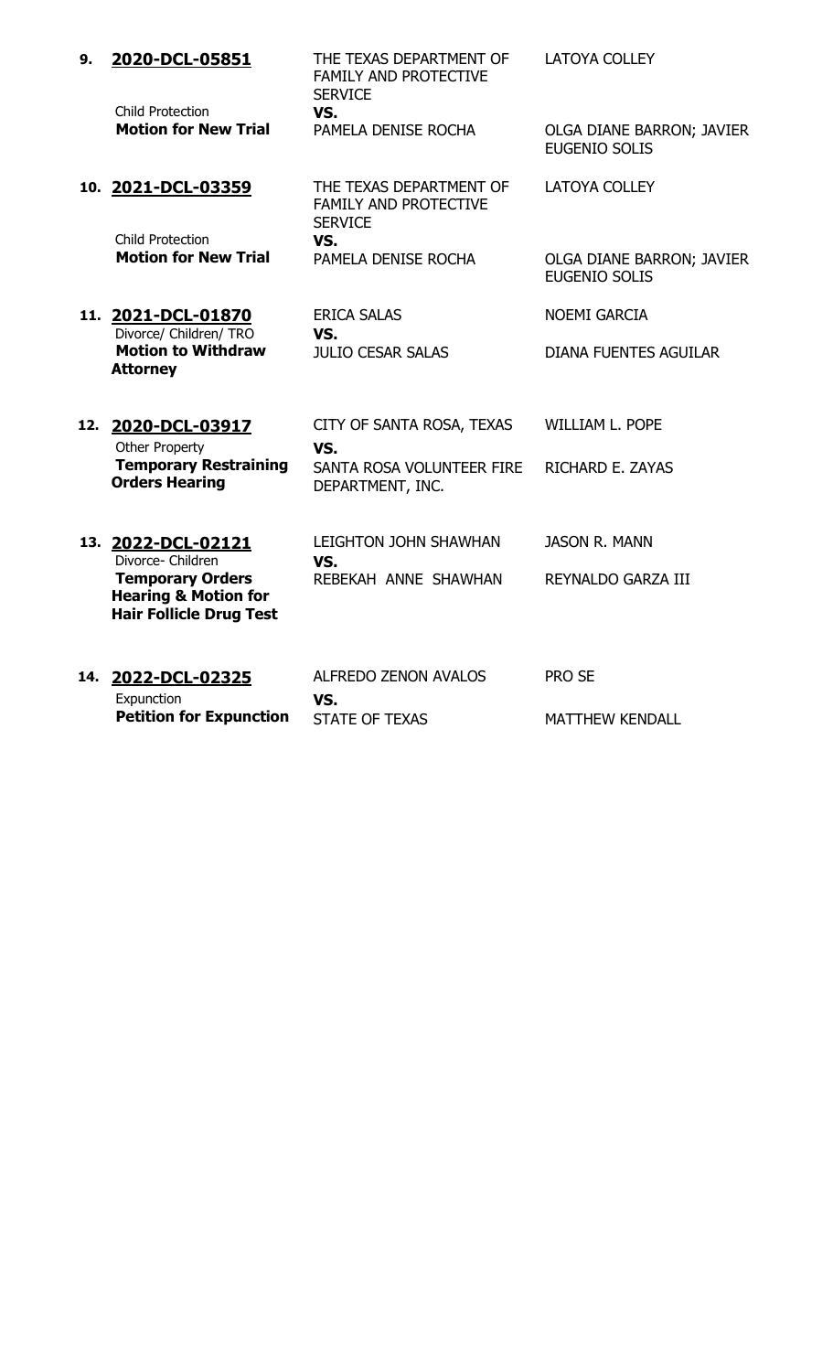| | | | |
|---|---|---|---|
| **9.** | **2020-DCL-05851**<br>Child Protection<br>**Motion for New Trial** | THE TEXAS DEPARTMENT OF FAMILY AND PROTECTIVE SERVICE<br>**VS.**<br>PAMELA DENISE ROCHA | LATOYA COLLEY<br><br>OLGA DIANE BARRON; JAVIER EUGENIO SOLIS |
| **10.** | **2021-DCL-03359**<br>Child Protection<br>**Motion for New Trial** | THE TEXAS DEPARTMENT OF FAMILY AND PROTECTIVE SERVICE<br>**VS.**<br>PAMELA DENISE ROCHA | LATOYA COLLEY<br><br>OLGA DIANE BARRON; JAVIER EUGENIO SOLIS |
| **11.** | **2021-DCL-01870**<br>Divorce/ Children/ TRO<br>**Motion to Withdraw Attorney** | ERICA SALAS<br>**VS.**<br>JULIO CESAR SALAS | NOEMI GARCIA<br><br>DIANA FUENTES AGUILAR |
| **12.** | **2020-DCL-03917**<br>Other Property<br>**Temporary Restraining Orders Hearing** | CITY OF SANTA ROSA, TEXAS<br>**VS.**<br>SANTA ROSA VOLUNTEER FIRE DEPARTMENT, INC. | WILLIAM L. POPE<br><br>RICHARD E. ZAYAS |
| **13.** | **2022-DCL-02121**<br>Divorce- Children<br>**Temporary Orders Hearing & Motion for Hair Follicle Drug Test** | LEIGHTON JOHN SHAWHAN<br>**VS.**<br>REBEKAH ANNE SHAWHAN | JASON R. MANN<br><br>REYNALDO GARZA III |
| **14.** | **2022-DCL-02325**<br>Expunction<br>**Petition for Expunction** | ALFREDO ZENON AVALOS<br>**VS.**<br>STATE OF TEXAS | PRO SE<br><br>MATTHEW KENDALL |